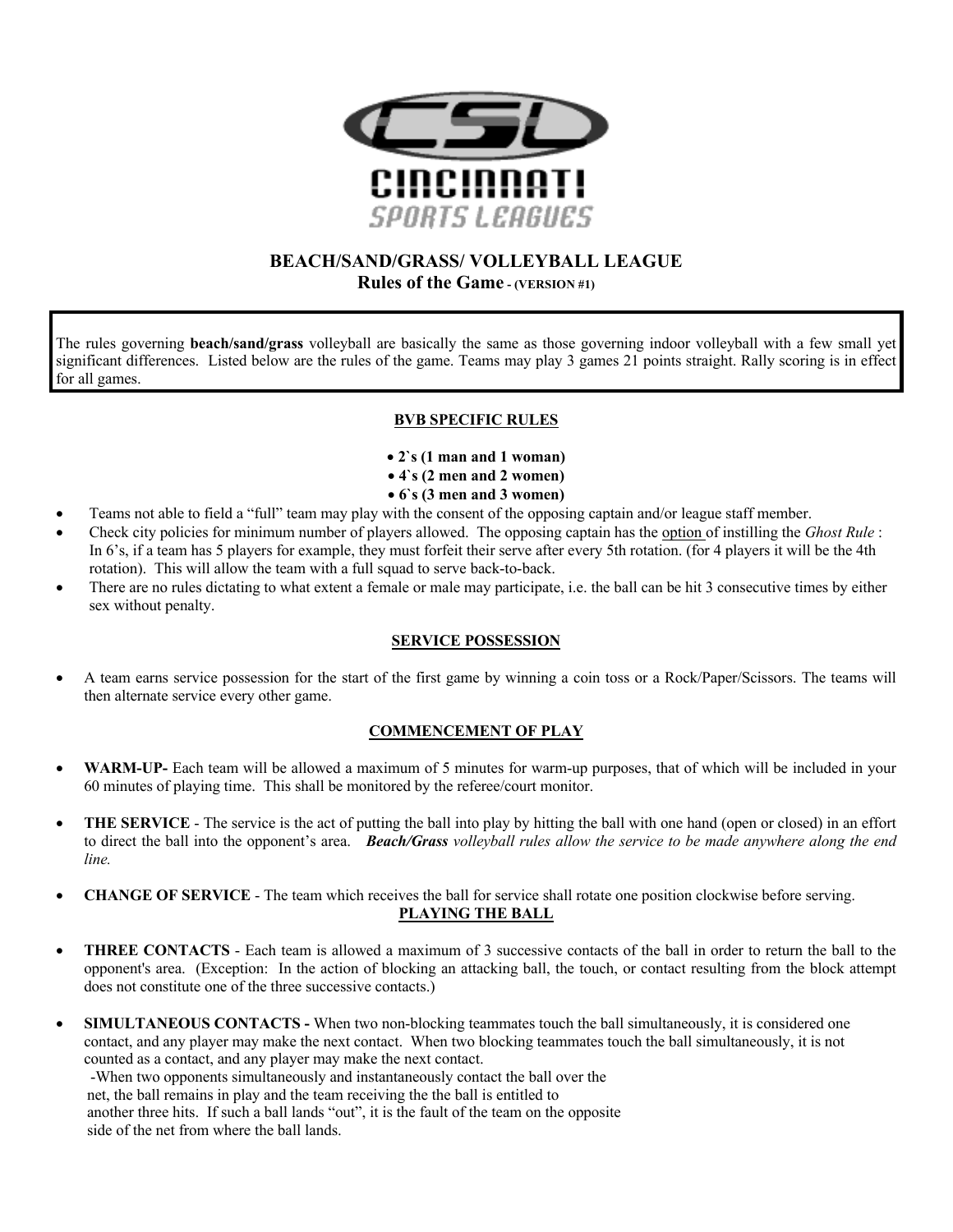CINCINNATI
SPORTS LEAGUES

# BEACH/SAND/GRASS/ VOLLEYBALL LEAGUE

## Rules of the Game - (VERSION #1)

The rules governing **beach/sand/grass** volleyball are basically the same as those governing indoor volleyball with a few small yet significant differences. Listed below are the rules of the game. Teams may play 3 games 21 points straight. Rally scoring is in effect for all games.

### BVB SPECIFIC RULES

- **2`s (1 man and 1 woman)**
- **4`s (2 men and 2 women)**
- **6`s (3 men and 3 women)**

- Teams not able to field a "full" team may play with the consent of the opposing captain and/or league staff member.
- Check city policies for minimum number of players allowed. The opposing captain has the option of instilling the *Ghost Rule* : In 6's, if a team has 5 players for example, they must forfeit their serve after every 5th rotation. (for 4 players it will be the 4th rotation). This will allow the team with a full squad to serve back-to-back.
- There are no rules dictating to what extent a female or male may participate, i.e. the ball can be hit 3 consecutive times by either sex without penalty.

### SERVICE POSSESSION

- A team earns service possession for the start of the first game by winning a coin toss or a Rock/Paper/Scissors. The teams will then alternate service every other game.

### COMMENCEMENT OF PLAY

- **WARM-UP-** Each team will be allowed a maximum of 5 minutes for warm-up purposes, that of which will be included in your 60 minutes of playing time. This shall be monitored by the referee/court monitor.

- **THE SERVICE** - The service is the act of putting the ball into play by hitting the ball with one hand (open or closed) in an effort to direct the ball into the opponent's area. ***Beach/Grass*** *volleyball rules allow the service to be made anywhere along the end line.*

- **CHANGE OF SERVICE** - The team which receives the ball for service shall rotate one position clockwise before serving.

### PLAYING THE BALL

- **THREE CONTACTS** - Each team is allowed a maximum of 3 successive contacts of the ball in order to return the ball to the opponent's area. (Exception: In the action of blocking an attacking ball, the touch, or contact resulting from the block attempt does not constitute one of the three successive contacts.)

- **SIMULTANEOUS CONTACTS -** When two non-blocking teammates touch the ball simultaneously, it is considered one contact, and any player may make the next contact. When two blocking teammates touch the ball simultaneously, it is not counted as a contact, and any player may make the next contact.
  -When two opponents simultaneously and instantaneously contact the ball over the net, the ball remains in play and the team receiving the the ball is entitled to another three hits. If such a ball lands "out", it is the fault of the team on the opposite side of the net from where the ball lands.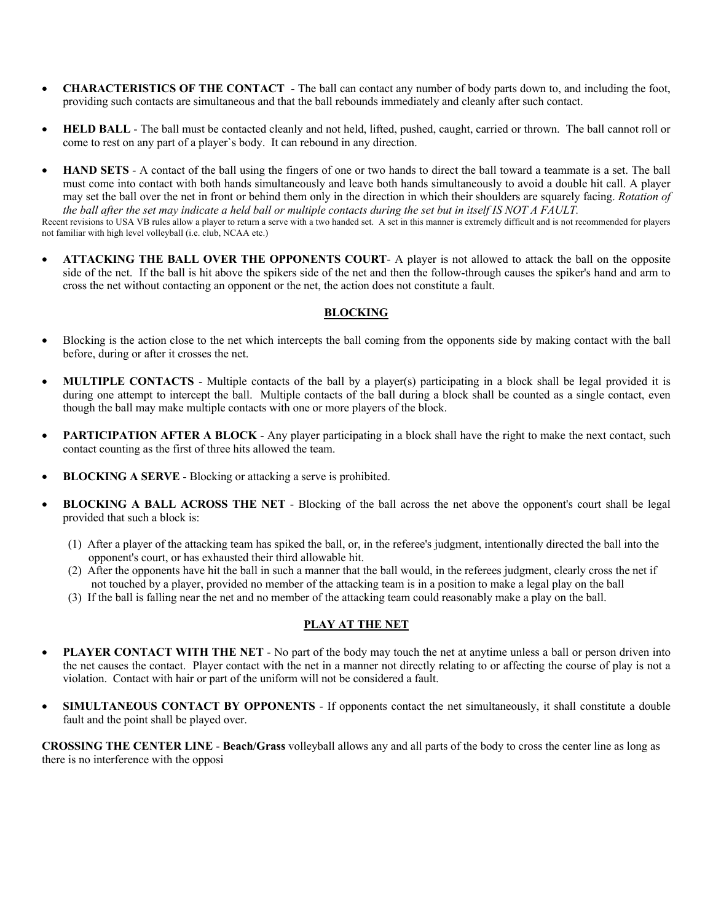- **CHARACTERISTICS OF THE CONTACT** - The ball can contact any number of body parts down to, and including the foot, providing such contacts are simultaneous and that the ball rebounds immediately and cleanly after such contact.

- **HELD BALL** - The ball must be contacted cleanly and not held, lifted, pushed, caught, carried or thrown. The ball cannot roll or come to rest on any part of a player`s body. It can rebound in any direction.

- **HAND SETS** - A contact of the ball using the fingers of one or two hands to direct the ball toward a teammate is a set. The ball must come into contact with both hands simultaneously and leave both hands simultaneously to avoid a double hit call. A player may set the ball over the net in front or behind them only in the direction in which their shoulders are squarely facing. *Rotation of the ball after the set may indicate a held ball or multiple contacts during the set but in itself IS NOT A FAULT.*

Recent revisions to USA VB rules allow a player to return a serve with a two handed set. A set in this manner is extremely difficult and is not recommended for players not familiar with high level volleyball (i.e. club, NCAA etc.)

- **ATTACKING THE BALL OVER THE OPPONENTS COURT**- A player is not allowed to attack the ball on the opposite side of the net. If the ball is hit above the spikers side of the net and then the follow-through causes the spiker's hand and arm to cross the net without contacting an opponent or the net, the action does not constitute a fault.

## BLOCKING

- Blocking is the action close to the net which intercepts the ball coming from the opponents side by making contact with the ball before, during or after it crosses the net.

- **MULTIPLE CONTACTS** - Multiple contacts of the ball by a player(s) participating in a block shall be legal provided it is during one attempt to intercept the ball. Multiple contacts of the ball during a block shall be counted as a single contact, even though the ball may make multiple contacts with one or more players of the block.

- **PARTICIPATION AFTER A BLOCK** - Any player participating in a block shall have the right to make the next contact, such contact counting as the first of three hits allowed the team.

- **BLOCKING A SERVE** - Blocking or attacking a serve is prohibited.

- **BLOCKING A BALL ACROSS THE NET** - Blocking of the ball across the net above the opponent's court shall be legal provided that such a block is:

  (1) After a player of the attacking team has spiked the ball, or, in the referee's judgment, intentionally directed the ball into the opponent's court, or has exhausted their third allowable hit.
  (2) After the opponents have hit the ball in such a manner that the ball would, in the referees judgment, clearly cross the net if not touched by a player, provided no member of the attacking team is in a position to make a legal play on the ball
  (3) If the ball is falling near the net and no member of the attacking team could reasonably make a play on the ball.

## PLAY AT THE NET

- **PLAYER CONTACT WITH THE NET** - No part of the body may touch the net at anytime unless a ball or person driven into the net causes the contact. Player contact with the net in a manner not directly relating to or affecting the course of play is not a violation. Contact with hair or part of the uniform will not be considered a fault.

- **SIMULTANEOUS CONTACT BY OPPONENTS** - If opponents contact the net simultaneously, it shall constitute a double fault and the point shall be played over.

**CROSSING THE CENTER LINE** - **Beach/Grass** volleyball allows any and all parts of the body to cross the center line as long as there is no interference with the opposi